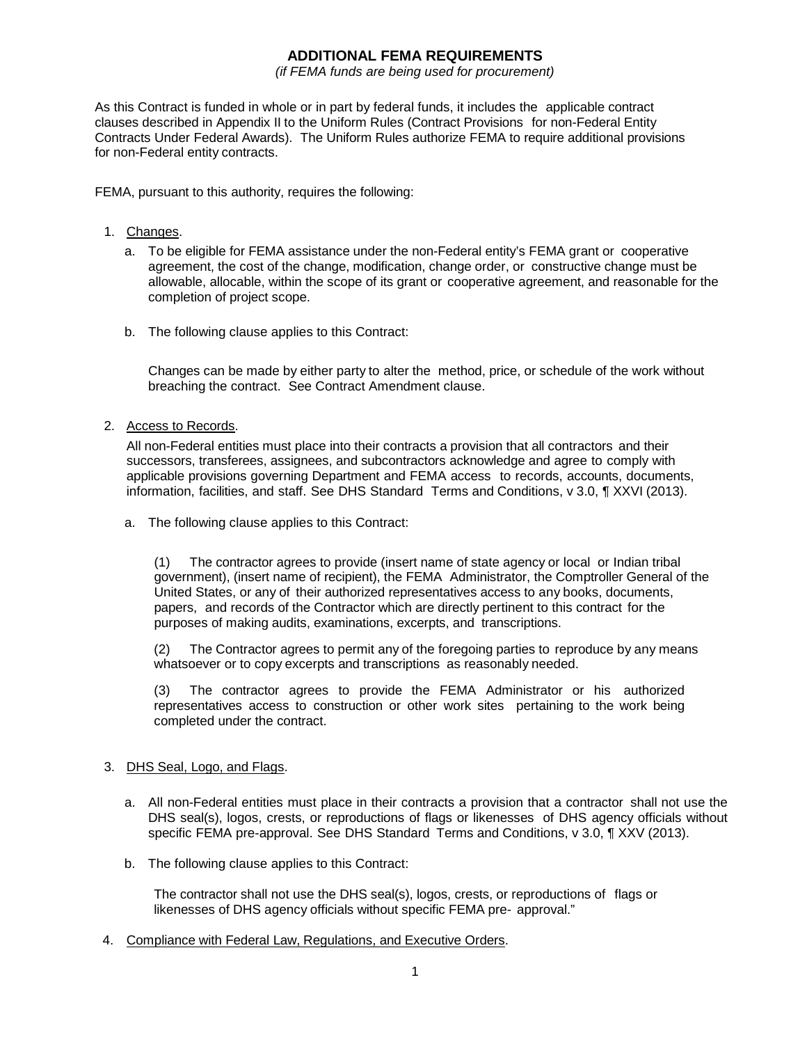# ADDITIONAL FEMA REQUIREMENTS

*(if FEMA funds are being used for procurement)*

As this Contract is funded in whole or in part by federal funds, it includes the applicable contract clauses described in Appendix II to the Uniform Rules (Contract Provisions for non-Federal Entity Contracts Under Federal Awards). The Uniform Rules authorize FEMA to require additional provisions for non-Federal entity contracts.

FEMA, pursuant to this authority, requires the following:

1. Changes.
   a. To be eligible for FEMA assistance under the non-Federal entity's FEMA grant or cooperative agreement, the cost of the change, modification, change order, or constructive change must be allowable, allocable, within the scope of its grant or cooperative agreement, and reasonable for the completion of project scope.

   b. The following clause applies to this Contract:

      Changes can be made by either party to alter the method, price, or schedule of the work without breaching the contract. See Contract Amendment clause.

2. Access to Records.

   All non-Federal entities must place into their contracts a provision that all contractors and their successors, transferees, assignees, and subcontractors acknowledge and agree to comply with applicable provisions governing Department and FEMA access to records, accounts, documents, information, facilities, and staff. See DHS Standard Terms and Conditions, v 3.0, ¶ XXVI (2013).

   a. The following clause applies to this Contract:

      (1) The contractor agrees to provide (insert name of state agency or local or Indian tribal government), (insert name of recipient), the FEMA Administrator, the Comptroller General of the United States, or any of their authorized representatives access to any books, documents, papers, and records of the Contractor which are directly pertinent to this contract for the purposes of making audits, examinations, excerpts, and transcriptions.

      (2) The Contractor agrees to permit any of the foregoing parties to reproduce by any means whatsoever or to copy excerpts and transcriptions as reasonably needed.

      (3) The contractor agrees to provide the FEMA Administrator or his authorized representatives access to construction or other work sites pertaining to the work being completed under the contract.

3. DHS Seal, Logo, and Flags.

   a. All non-Federal entities must place in their contracts a provision that a contractor shall not use the DHS seal(s), logos, crests, or reproductions of flags or likenesses of DHS agency officials without specific FEMA pre-approval. See DHS Standard Terms and Conditions, v 3.0, ¶ XXV (2013).

   b. The following clause applies to this Contract:

      The contractor shall not use the DHS seal(s), logos, crests, or reproductions of flags or likenesses of DHS agency officials without specific FEMA pre- approval."

4. Compliance with Federal Law, Regulations, and Executive Orders.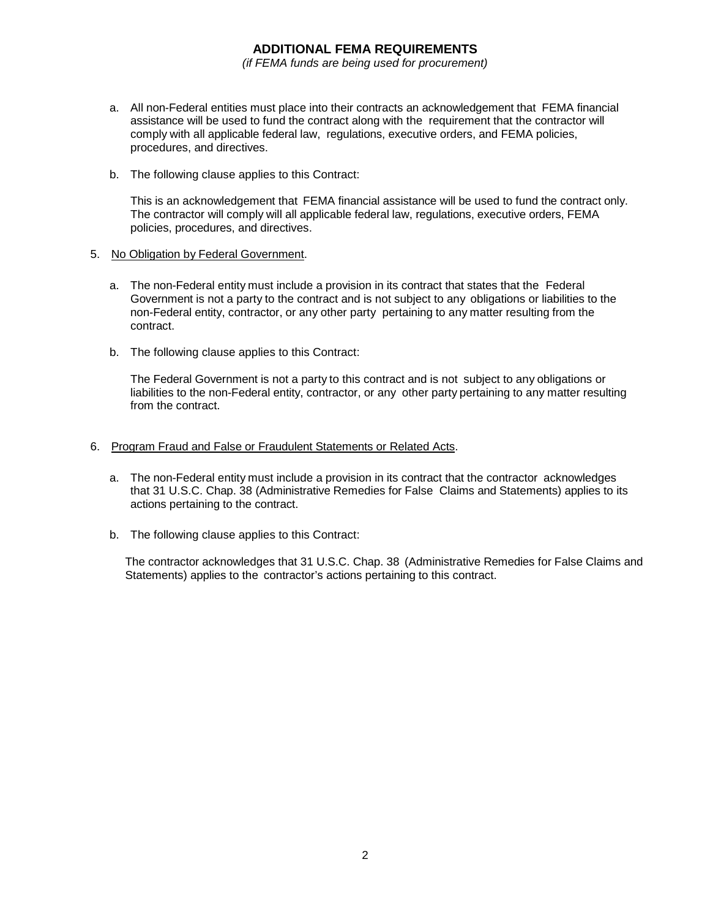## ADDITIONAL FEMA REQUIREMENTS

*(if FEMA funds are being used for procurement)*

a. All non-Federal entities must place into their contracts an acknowledgement that FEMA financial assistance will be used to fund the contract along with the requirement that the contractor will comply with all applicable federal law, regulations, executive orders, and FEMA policies, procedures, and directives.

b. The following clause applies to this Contract:

   This is an acknowledgement that FEMA financial assistance will be used to fund the contract only. The contractor will comply will all applicable federal law, regulations, executive orders, FEMA policies, procedures, and directives.

5. No Obligation by Federal Government.

   a. The non-Federal entity must include a provision in its contract that states that the Federal Government is not a party to the contract and is not subject to any obligations or liabilities to the non-Federal entity, contractor, or any other party pertaining to any matter resulting from the contract.

   b. The following clause applies to this Contract:

      The Federal Government is not a party to this contract and is not subject to any obligations or liabilities to the non-Federal entity, contractor, or any other party pertaining to any matter resulting from the contract.

6. Program Fraud and False or Fraudulent Statements or Related Acts.

   a. The non-Federal entity must include a provision in its contract that the contractor acknowledges that 31 U.S.C. Chap. 38 (Administrative Remedies for False Claims and Statements) applies to its actions pertaining to the contract.

   b. The following clause applies to this Contract:

      The contractor acknowledges that 31 U.S.C. Chap. 38 (Administrative Remedies for False Claims and Statements) applies to the contractor's actions pertaining to this contract.